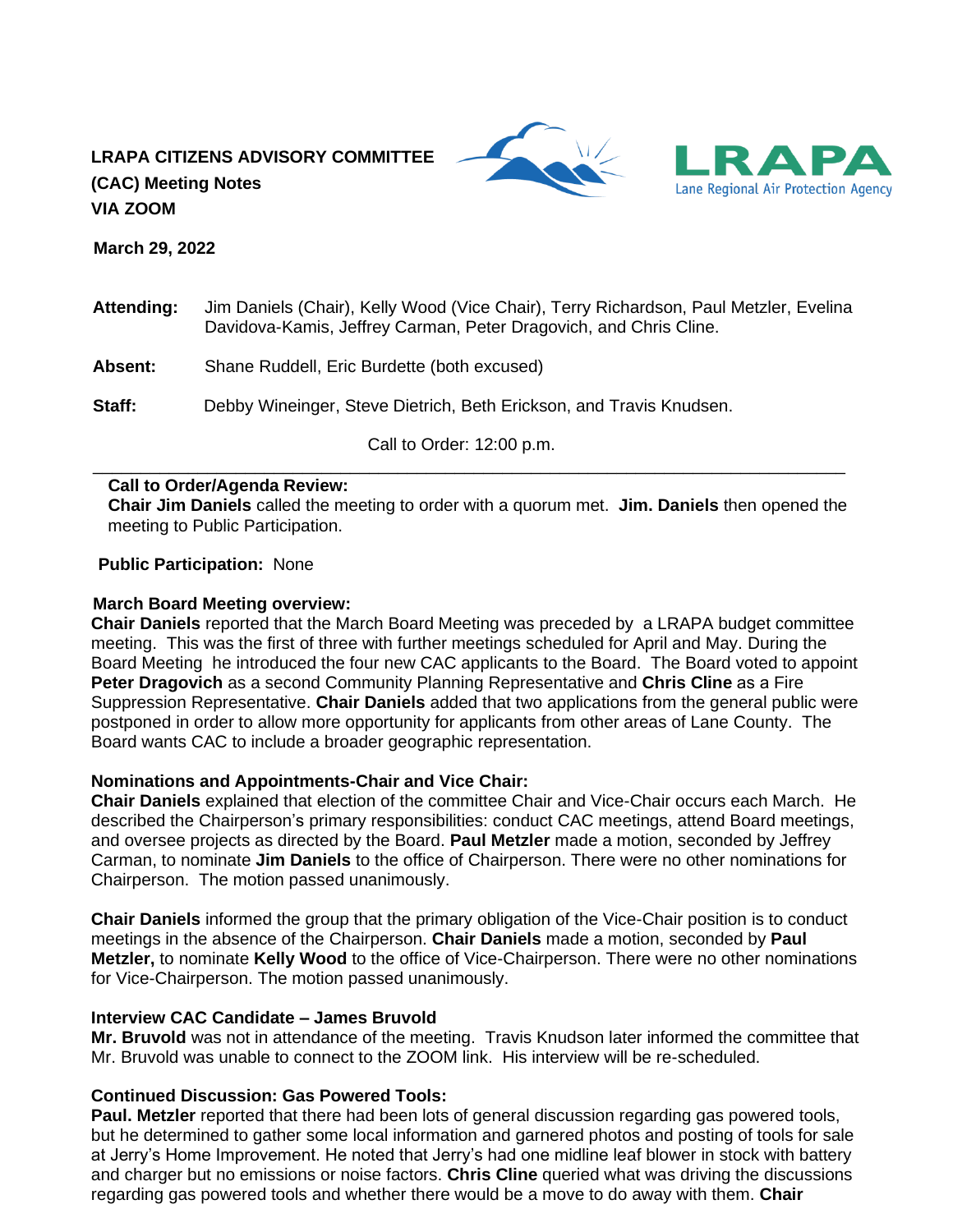**LRAPA CITIZENS ADVISORY COMMITTEE (CAC) Meeting Notes VIA ZOOM**

LRAPA Lane Regional Air Protection Agency

**March 29, 2022**

**Attending:** Jim Daniels (Chair), Kelly Wood (Vice Chair), Terry Richardson, Paul Metzler, Evelina Davidova-Kamis, Jeffrey Carman, Peter Dragovich, and Chris Cline.

**Absent:** Shane Ruddell, Eric Burdette (both excused)

**Staff:** Debby Wineinger, Steve Dietrich, Beth Erickson, and Travis Knudsen.

Call to Order: 12:00 p.m.

---

**Call to Order/Agenda Review:**
**Chair Jim Daniels** called the meeting to order with a quorum met. **Jim. Daniels** then opened the meeting to Public Participation.

**Public Participation:** None

**March Board Meeting overview:**
**Chair Daniels** reported that the March Board Meeting was preceded by a LRAPA budget committee meeting. This was the first of three with further meetings scheduled for April and May. During the Board Meeting he introduced the four new CAC applicants to the Board. The Board voted to appoint **Peter Dragovich** as a second Community Planning Representative and **Chris Cline** as a Fire Suppression Representative. **Chair Daniels** added that two applications from the general public were postponed in order to allow more opportunity for applicants from other areas of Lane County. The Board wants CAC to include a broader geographic representation.

**Nominations and Appointments-Chair and Vice Chair:**
**Chair Daniels** explained that election of the committee Chair and Vice-Chair occurs each March. He described the Chairperson's primary responsibilities: conduct CAC meetings, attend Board meetings, and oversee projects as directed by the Board. **Paul Metzler** made a motion, seconded by Jeffrey Carman, to nominate **Jim Daniels** to the office of Chairperson. There were no other nominations for Chairperson. The motion passed unanimously.

**Chair Daniels** informed the group that the primary obligation of the Vice-Chair position is to conduct meetings in the absence of the Chairperson. **Chair Daniels** made a motion, seconded by **Paul Metzler,** to nominate **Kelly Wood** to the office of Vice-Chairperson. There were no other nominations for Vice-Chairperson. The motion passed unanimously.

**Interview CAC Candidate – James Bruvold**
**Mr. Bruvold** was not in attendance of the meeting. Travis Knudson later informed the committee that Mr. Bruvold was unable to connect to the ZOOM link. His interview will be re-scheduled.

**Continued Discussion: Gas Powered Tools:**
**Paul. Metzler** reported that there had been lots of general discussion regarding gas powered tools, but he determined to gather some local information and garnered photos and posting of tools for sale at Jerry's Home Improvement. He noted that Jerry's had one midline leaf blower in stock with battery and charger but no emissions or noise factors. **Chris Cline** queried what was driving the discussions regarding gas powered tools and whether there would be a move to do away with them. **Chair**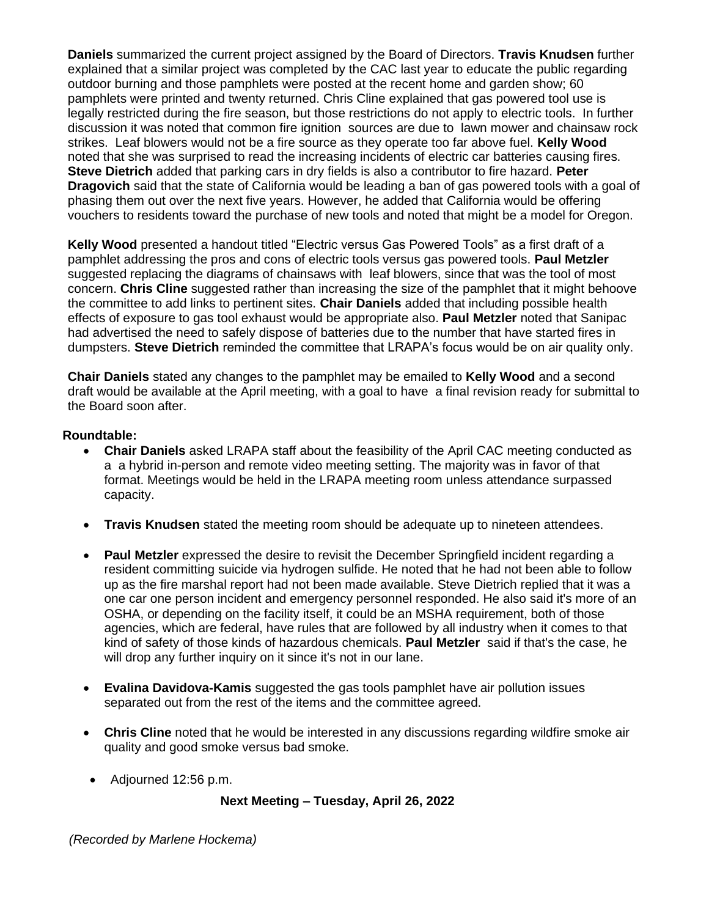**Daniels** summarized the current project assigned by the Board of Directors. **Travis Knudsen** further explained that a similar project was completed by the CAC last year to educate the public regarding outdoor burning and those pamphlets were posted at the recent home and garden show; 60 pamphlets were printed and twenty returned. Chris Cline explained that gas powered tool use is legally restricted during the fire season, but those restrictions do not apply to electric tools. In further discussion it was noted that common fire ignition sources are due to lawn mower and chainsaw rock strikes. Leaf blowers would not be a fire source as they operate too far above fuel. **Kelly Wood** noted that she was surprised to read the increasing incidents of electric car batteries causing fires. **Steve Dietrich** added that parking cars in dry fields is also a contributor to fire hazard. **Peter Dragovich** said that the state of California would be leading a ban of gas powered tools with a goal of phasing them out over the next five years. However, he added that California would be offering vouchers to residents toward the purchase of new tools and noted that might be a model for Oregon.

**Kelly Wood** presented a handout titled "Electric versus Gas Powered Tools" as a first draft of a pamphlet addressing the pros and cons of electric tools versus gas powered tools. **Paul Metzler** suggested replacing the diagrams of chainsaws with leaf blowers, since that was the tool of most concern. **Chris Cline** suggested rather than increasing the size of the pamphlet that it might behoove the committee to add links to pertinent sites. **Chair Daniels** added that including possible health effects of exposure to gas tool exhaust would be appropriate also. **Paul Metzler** noted that Sanipac had advertised the need to safely dispose of batteries due to the number that have started fires in dumpsters. **Steve Dietrich** reminded the committee that LRAPA's focus would be on air quality only.

**Chair Daniels** stated any changes to the pamphlet may be emailed to **Kelly Wood** and a second draft would be available at the April meeting, with a goal to have a final revision ready for submittal to the Board soon after.

**Roundtable:**

- **Chair Daniels** asked LRAPA staff about the feasibility of the April CAC meeting conducted as a a hybrid in-person and remote video meeting setting. The majority was in favor of that format. Meetings would be held in the LRAPA meeting room unless attendance surpassed capacity.

- **Travis Knudsen** stated the meeting room should be adequate up to nineteen attendees.

- **Paul Metzler** expressed the desire to revisit the December Springfield incident regarding a resident committing suicide via hydrogen sulfide. He noted that he had not been able to follow up as the fire marshal report had not been made available. Steve Dietrich replied that it was a one car one person incident and emergency personnel responded. He also said it's more of an OSHA, or depending on the facility itself, it could be an MSHA requirement, both of those agencies, which are federal, have rules that are followed by all industry when it comes to that kind of safety of those kinds of hazardous chemicals. **Paul Metzler** said if that's the case, he will drop any further inquiry on it since it's not in our lane.

- **Evalina Davidova-Kamis** suggested the gas tools pamphlet have air pollution issues separated out from the rest of the items and the committee agreed.

- **Chris Cline** noted that he would be interested in any discussions regarding wildfire smoke air quality and good smoke versus bad smoke.

- Adjourned 12:56 p.m.

**Next Meeting – Tuesday, April 26, 2022**

*(Recorded by Marlene Hockema)*